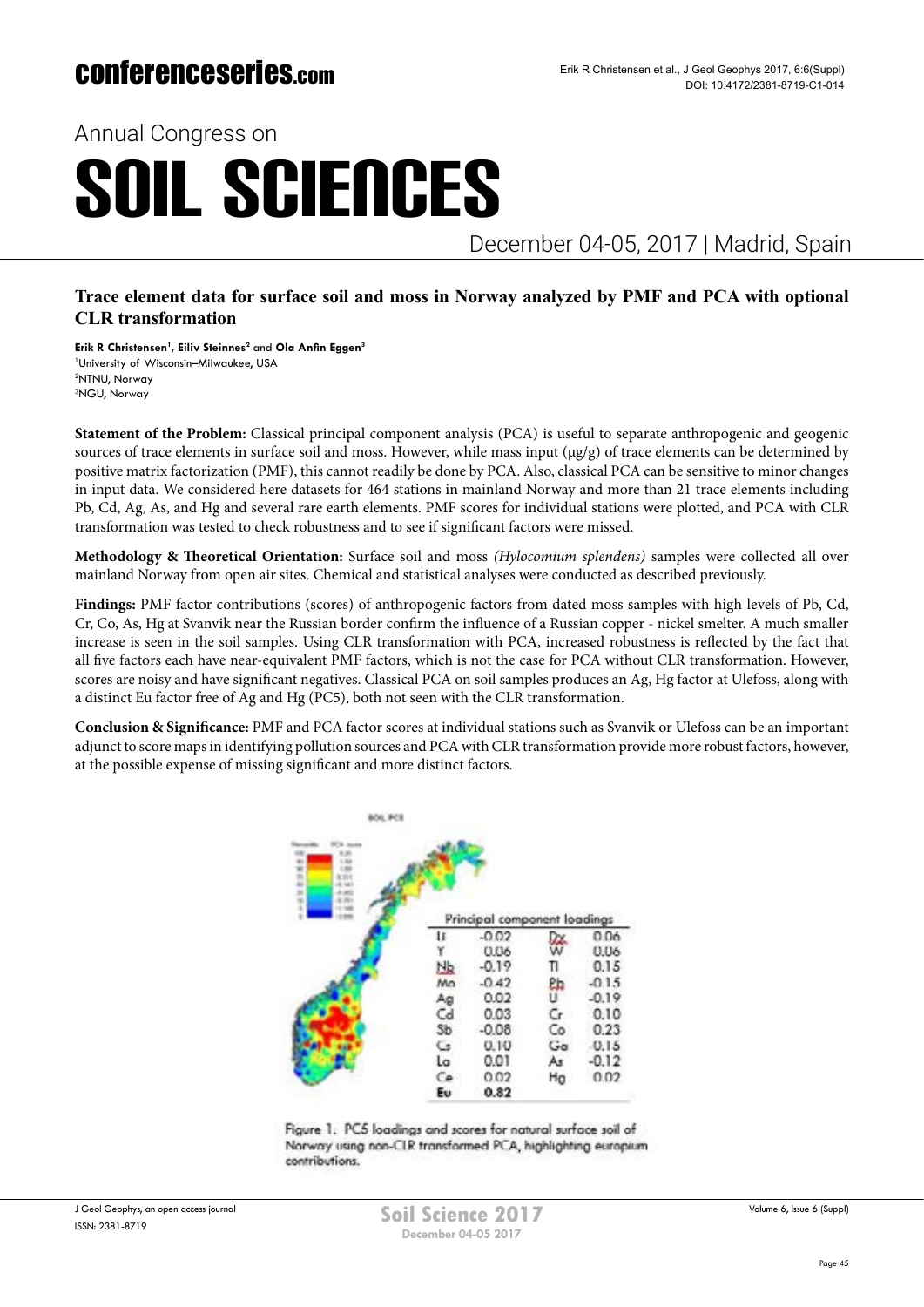Annual Congress on

# SOIL SCIENCES

December 04-05, 2017 | Madrid, Spain

## Trace element data for surface soil and moss in Norway analyzed by PMF and PCA with optional CLR transformation

**Erik R Christensen**[1], **Eiliv Steinnes**[2] and **Ola Anfin Eggen**[3]

[1]University of Wisconsin–Milwaukee, USA
[2]NTNU, Norway
[3]NGU, Norway

**Statement of the Problem:** Classical principal component analysis (PCA) is useful to separate anthropogenic and geogenic sources of trace elements in surface soil and moss. However, while mass input (μg/g) of trace elements can be determined by positive matrix factorization (PMF), this cannot readily be done by PCA. Also, classical PCA can be sensitive to minor changes in input data. We considered here datasets for 464 stations in mainland Norway and more than 21 trace elements including Pb, Cd, Ag, As, and Hg and several rare earth elements. PMF scores for individual stations were plotted, and PCA with CLR transformation was tested to check robustness and to see if significant factors were missed.

**Methodology & Theoretical Orientation:** Surface soil and moss *(Hylocomium splendens)* samples were collected all over mainland Norway from open air sites. Chemical and statistical analyses were conducted as described previously.

**Findings:** PMF factor contributions (scores) of anthropogenic factors from dated moss samples with high levels of Pb, Cd, Cr, Co, As, Hg at Svanvik near the Russian border confirm the influence of a Russian copper - nickel smelter. A much smaller increase is seen in the soil samples. Using CLR transformation with PCA, increased robustness is reflected by the fact that all five factors each have near-equivalent PMF factors, which is not the case for PCA without CLR transformation. However, scores are noisy and have significant negatives. Classical PCA on soil samples produces an Ag, Hg factor at Ulefoss, along with a distinct Eu factor free of Ag and Hg (PC5), both not seen with the CLR transformation.

**Conclusion & Significance:** PMF and PCA factor scores at individual stations such as Svanvik or Ulefoss can be an important adjunct to score maps in identifying pollution sources and PCA with CLR transformation provide more robust factors, however, at the possible expense of missing significant and more distinct factors.

SOIL PC5

| Principal component loadings | | | |
|---|---|---|---|
| Li | -0.02 | Dy | 0.06 |
| Y | 0.06 | W | 0.06 |
| Nb | -0.19 | Tl | 0.15 |
| Mo | -0.42 | Pb | -0.15 |
| Ag | 0.02 | U | -0.19 |
| Cd | 0.03 | Cr | 0.10 |
| Sb | -0.08 | Co | 0.23 |
| Cs | 0.10 | Ga | -0.15 |
| La | 0.01 | As | -0.12 |
| Ce | 0.02 | Hg | 0.02 |
| **Eu** | **0.82** | | |

Figure 1. PC5 loadings and scores for natural surface soil of Norway using non-CLR transformed PCA, highlighting europium contributions.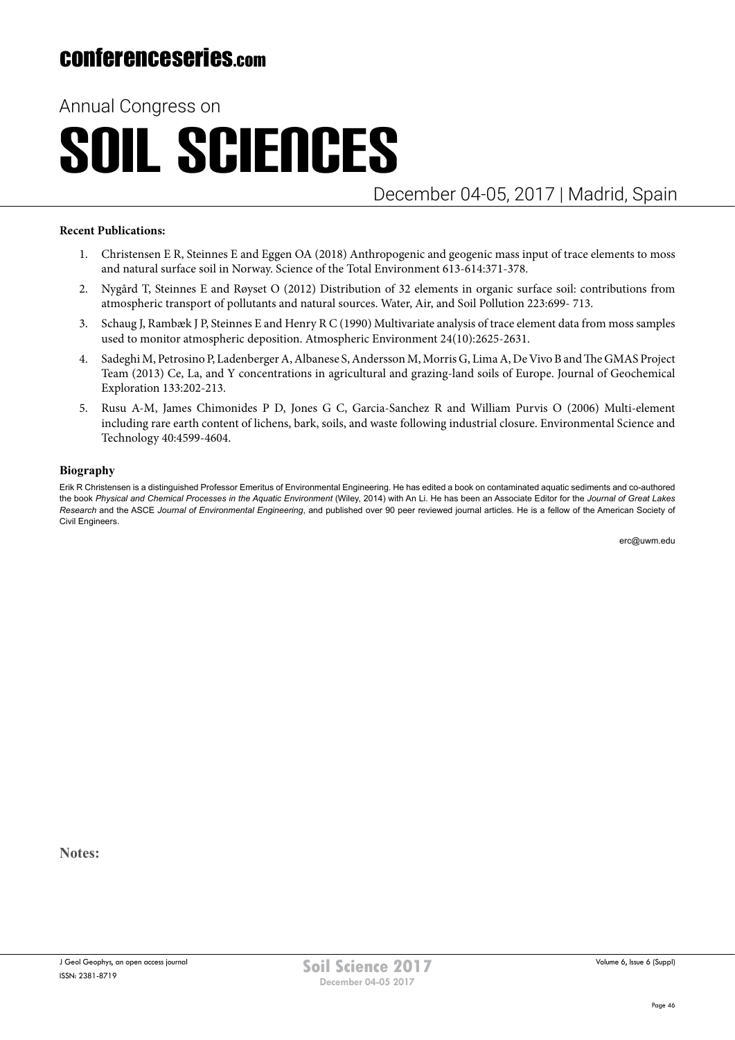**Recent Publications:**

1. Christensen E R, Steinnes E and Eggen OA (2018) Anthropogenic and geogenic mass input of trace elements to moss and natural surface soil in Norway. Science of the Total Environment 613-614:371-378.
2. Nygård T, Steinnes E and Røyset O (2012) Distribution of 32 elements in organic surface soil: contributions from atmospheric transport of pollutants and natural sources. Water, Air, and Soil Pollution 223:699- 713.
3. Schaug J, Rambæk J P, Steinnes E and Henry R C (1990) Multivariate analysis of trace element data from moss samples used to monitor atmospheric deposition. Atmospheric Environment 24(10):2625-2631.
4. Sadeghi M, Petrosino P, Ladenberger A, Albanese S, Andersson M, Morris G, Lima A, De Vivo B and The GMAS Project Team (2013) Ce, La, and Y concentrations in agricultural and grazing-land soils of Europe. Journal of Geochemical Exploration 133:202-213.
5. Rusu A-M, James Chimonides P D, Jones G C, Garcia-Sanchez R and William Purvis O (2006) Multi-element including rare earth content of lichens, bark, soils, and waste following industrial closure. Environmental Science and Technology 40:4599-4604.

**Biography**

Erik R Christensen is a distinguished Professor Emeritus of Environmental Engineering. He has edited a book on contaminated aquatic sediments and co-authored the book *Physical and Chemical Processes in the Aquatic Environment* (Wiley, 2014) with An Li. He has been an Associate Editor for the *Journal of Great Lakes Research* and the ASCE *Journal of Environmental Engineering*, and published over 90 peer reviewed journal articles. He is a fellow of the American Society of Civil Engineers.

erc@uwm.edu

**Notes:**